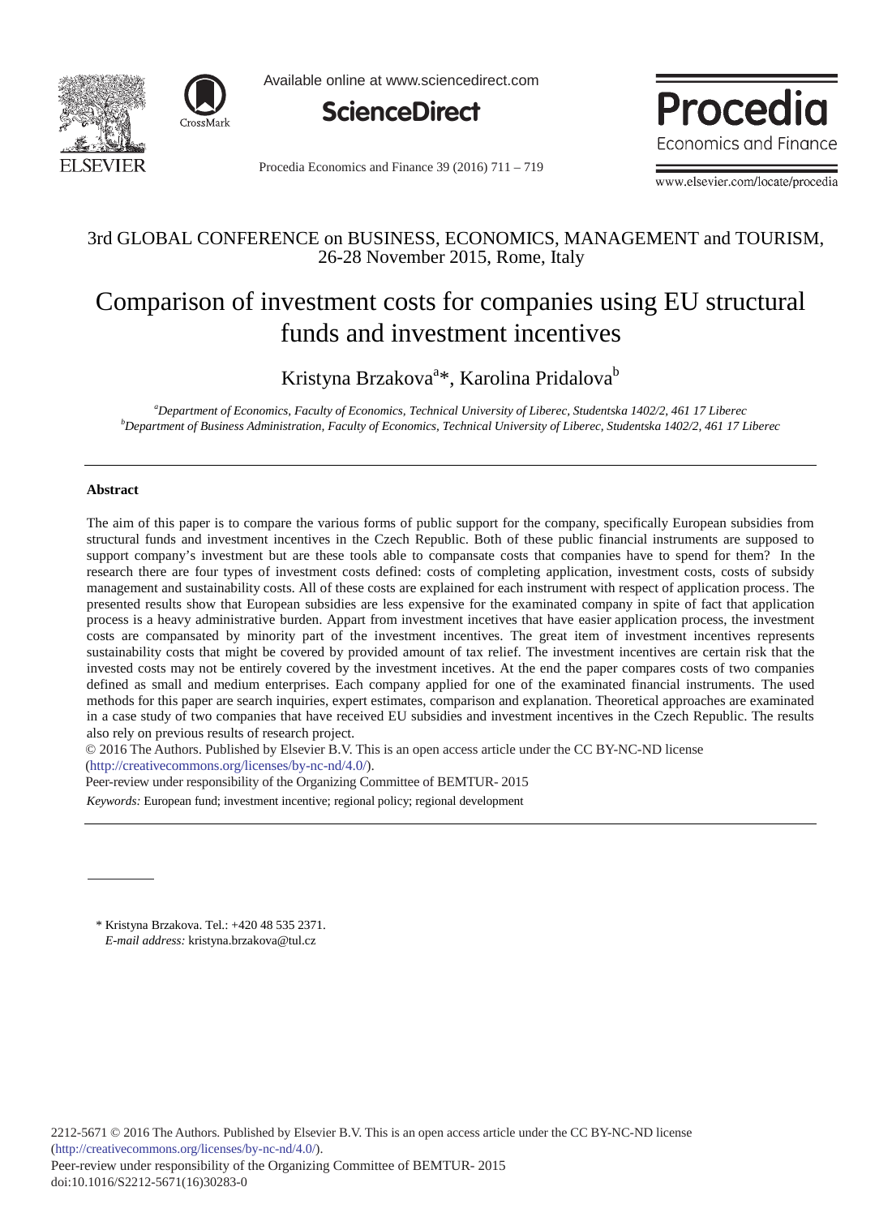3rd GLOBAL CONFERENCE on BUSINESS, ECONOMICS, MANAGEMENT and TOURISM, 26-28 November 2015, Rome, Italy

# Comparison of investment costs for companies using EU structural funds and investment incentives

Kristyna Brzakova[a]*, Karolina Pridalova[b]

[a]*Department of Economics, Faculty of Economics, Technical University of Liberec, Studentska 1402/2, 461 17 Liberec*
[b]*Department of Business Administration, Faculty of Economics, Technical University of Liberec, Studentska 1402/2, 461 17 Liberec*

## Abstract

The aim of this paper is to compare the various forms of public support for the company, specifically European subsidies from structural funds and investment incentives in the Czech Republic. Both of these public financial instruments are supposed to support company's investment but are these tools able to compansate costs that companies have to spend for them? In the research there are four types of investment costs defined: costs of completing application, investment costs, costs of subsidy management and sustainability costs. All of these costs are explained for each instrument with respect of application process. The presented results show that European subsidies are less expensive for the examinated company in spite of fact that application process is a heavy administrative burden. Appart from investment incetives that have easier application process, the investment costs are compansated by minority part of the investment incentives. The great item of investment incentives represents sustainability costs that might be covered by provided amount of tax relief. The investment incentives are certain risk that the invested costs may not be entirely covered by the investment incetives. At the end the paper compares costs of two companies defined as small and medium enterprises. Each company applied for one of the examinated financial instruments. The used methods for this paper are search inquiries, expert estimates, comparison and explanation. Theoretical approaches are examinated in a case study of two companies that have received EU subsidies and investment incentives in the Czech Republic. The results also rely on previous results of research project.

© 2016 The Authors. Published by Elsevier B.V. This is an open access article under the CC BY-NC-ND license (http://creativecommons.org/licenses/by-nc-nd/4.0/).

Peer-review under responsibility of the Organizing Committee of BEMTUR- 2015

*Keywords:* European fund; investment incentive; regional policy; regional development

---

\* Kristyna Brzakova. Tel.: +420 48 535 2371.
*E-mail address:* kristyna.brzakova@tul.cz

2212-5671 © 2016 The Authors. Published by Elsevier B.V. This is an open access article under the CC BY-NC-ND license (http://creativecommons.org/licenses/by-nc-nd/4.0/).
Peer-review under responsibility of the Organizing Committee of BEMTUR- 2015
doi:10.1016/S2212-5671(16)30283-0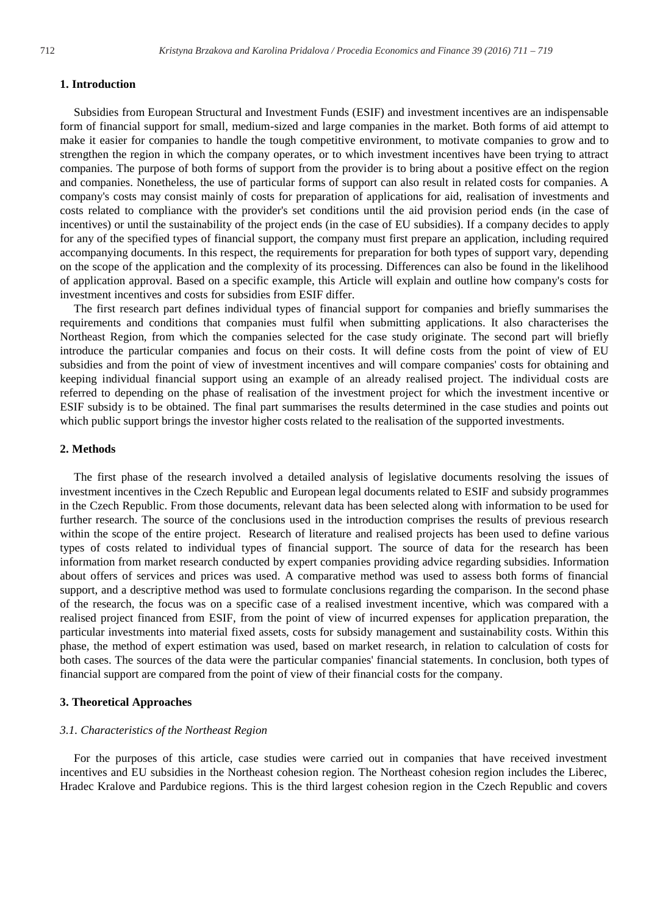## 1. Introduction

Subsidies from European Structural and Investment Funds (ESIF) and investment incentives are an indispensable form of financial support for small, medium-sized and large companies in the market. Both forms of aid attempt to make it easier for companies to handle the tough competitive environment, to motivate companies to grow and to strengthen the region in which the company operates, or to which investment incentives have been trying to attract companies. The purpose of both forms of support from the provider is to bring about a positive effect on the region and companies. Nonetheless, the use of particular forms of support can also result in related costs for companies. A company's costs may consist mainly of costs for preparation of applications for aid, realisation of investments and costs related to compliance with the provider's set conditions until the aid provision period ends (in the case of incentives) or until the sustainability of the project ends (in the case of EU subsidies). If a company decides to apply for any of the specified types of financial support, the company must first prepare an application, including required accompanying documents. In this respect, the requirements for preparation for both types of support vary, depending on the scope of the application and the complexity of its processing. Differences can also be found in the likelihood of application approval. Based on a specific example, this Article will explain and outline how company's costs for investment incentives and costs for subsidies from ESIF differ.

The first research part defines individual types of financial support for companies and briefly summarises the requirements and conditions that companies must fulfil when submitting applications. It also characterises the Northeast Region, from which the companies selected for the case study originate. The second part will briefly introduce the particular companies and focus on their costs. It will define costs from the point of view of EU subsidies and from the point of view of investment incentives and will compare companies' costs for obtaining and keeping individual financial support using an example of an already realised project. The individual costs are referred to depending on the phase of realisation of the investment project for which the investment incentive or ESIF subsidy is to be obtained. The final part summarises the results determined in the case studies and points out which public support brings the investor higher costs related to the realisation of the supported investments.

## 2. Methods

The first phase of the research involved a detailed analysis of legislative documents resolving the issues of investment incentives in the Czech Republic and European legal documents related to ESIF and subsidy programmes in the Czech Republic. From those documents, relevant data has been selected along with information to be used for further research. The source of the conclusions used in the introduction comprises the results of previous research within the scope of the entire project. Research of literature and realised projects has been used to define various types of costs related to individual types of financial support. The source of data for the research has been information from market research conducted by expert companies providing advice regarding subsidies. Information about offers of services and prices was used. A comparative method was used to assess both forms of financial support, and a descriptive method was used to formulate conclusions regarding the comparison. In the second phase of the research, the focus was on a specific case of a realised investment incentive, which was compared with a realised project financed from ESIF, from the point of view of incurred expenses for application preparation, the particular investments into material fixed assets, costs for subsidy management and sustainability costs. Within this phase, the method of expert estimation was used, based on market research, in relation to calculation of costs for both cases. The sources of the data were the particular companies' financial statements. In conclusion, both types of financial support are compared from the point of view of their financial costs for the company.

## 3. Theoretical Approaches

### *3.1. Characteristics of the Northeast Region*

For the purposes of this article, case studies were carried out in companies that have received investment incentives and EU subsidies in the Northeast cohesion region. The Northeast cohesion region includes the Liberec, Hradec Kralove and Pardubice regions. This is the third largest cohesion region in the Czech Republic and covers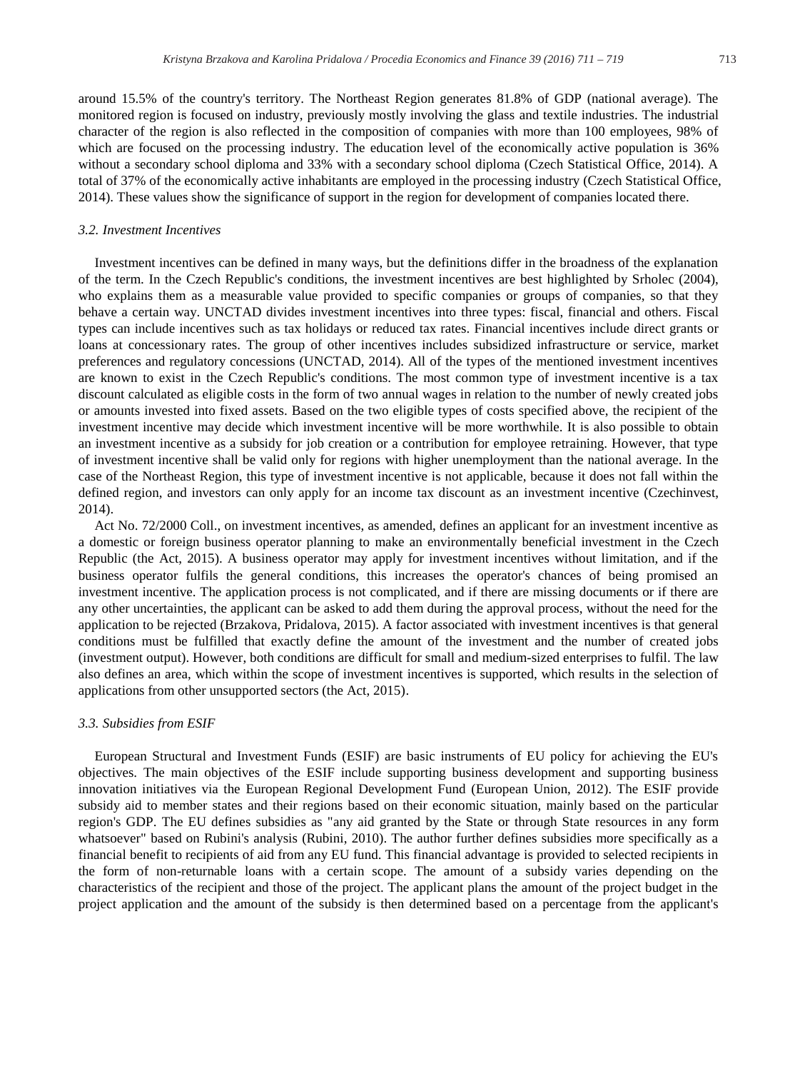around 15.5% of the country's territory. The Northeast Region generates 81.8% of GDP (national average). The monitored region is focused on industry, previously mostly involving the glass and textile industries. The industrial character of the region is also reflected in the composition of companies with more than 100 employees, 98% of which are focused on the processing industry. The education level of the economically active population is 36% without a secondary school diploma and 33% with a secondary school diploma (Czech Statistical Office, 2014). A total of 37% of the economically active inhabitants are employed in the processing industry (Czech Statistical Office, 2014). These values show the significance of support in the region for development of companies located there.

### *3.2. Investment Incentives*

Investment incentives can be defined in many ways, but the definitions differ in the broadness of the explanation of the term. In the Czech Republic's conditions, the investment incentives are best highlighted by Srholec (2004), who explains them as a measurable value provided to specific companies or groups of companies, so that they behave a certain way. UNCTAD divides investment incentives into three types: fiscal, financial and others. Fiscal types can include incentives such as tax holidays or reduced tax rates. Financial incentives include direct grants or loans at concessionary rates. The group of other incentives includes subsidized infrastructure or service, market preferences and regulatory concessions (UNCTAD, 2014). All of the types of the mentioned investment incentives are known to exist in the Czech Republic's conditions. The most common type of investment incentive is a tax discount calculated as eligible costs in the form of two annual wages in relation to the number of newly created jobs or amounts invested into fixed assets. Based on the two eligible types of costs specified above, the recipient of the investment incentive may decide which investment incentive will be more worthwhile. It is also possible to obtain an investment incentive as a subsidy for job creation or a contribution for employee retraining. However, that type of investment incentive shall be valid only for regions with higher unemployment than the national average. In the case of the Northeast Region, this type of investment incentive is not applicable, because it does not fall within the defined region, and investors can only apply for an income tax discount as an investment incentive (Czechinvest, 2014).

Act No. 72/2000 Coll., on investment incentives, as amended, defines an applicant for an investment incentive as a domestic or foreign business operator planning to make an environmentally beneficial investment in the Czech Republic (the Act, 2015). A business operator may apply for investment incentives without limitation, and if the business operator fulfils the general conditions, this increases the operator's chances of being promised an investment incentive. The application process is not complicated, and if there are missing documents or if there are any other uncertainties, the applicant can be asked to add them during the approval process, without the need for the application to be rejected (Brzakova, Pridalova, 2015). A factor associated with investment incentives is that general conditions must be fulfilled that exactly define the amount of the investment and the number of created jobs (investment output). However, both conditions are difficult for small and medium-sized enterprises to fulfil. The law also defines an area, which within the scope of investment incentives is supported, which results in the selection of applications from other unsupported sectors (the Act, 2015).

### *3.3. Subsidies from ESIF*

European Structural and Investment Funds (ESIF) are basic instruments of EU policy for achieving the EU's objectives. The main objectives of the ESIF include supporting business development and supporting business innovation initiatives via the European Regional Development Fund (European Union, 2012). The ESIF provide subsidy aid to member states and their regions based on their economic situation, mainly based on the particular region's GDP. The EU defines subsidies as "any aid granted by the State or through State resources in any form whatsoever" based on Rubini's analysis (Rubini, 2010). The author further defines subsidies more specifically as a financial benefit to recipients of aid from any EU fund. This financial advantage is provided to selected recipients in the form of non-returnable loans with a certain scope. The amount of a subsidy varies depending on the characteristics of the recipient and those of the project. The applicant plans the amount of the project budget in the project application and the amount of the subsidy is then determined based on a percentage from the applicant's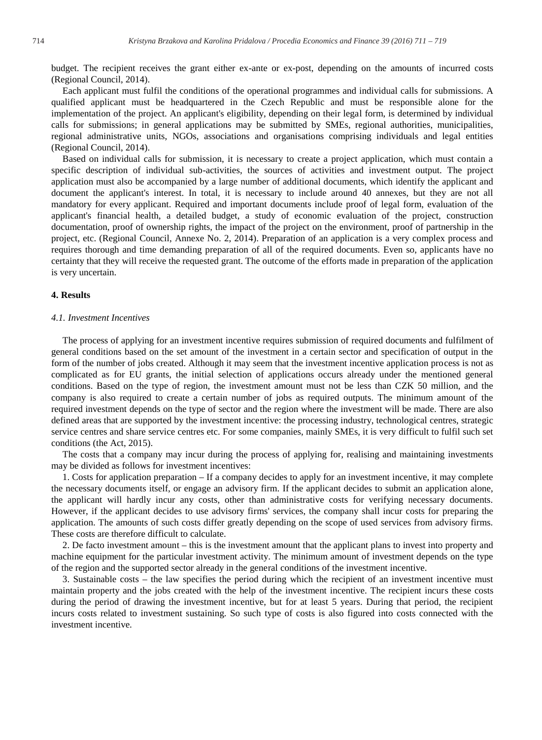budget. The recipient receives the grant either ex-ante or ex-post, depending on the amounts of incurred costs (Regional Council, 2014).

Each applicant must fulfil the conditions of the operational programmes and individual calls for submissions. A qualified applicant must be headquartered in the Czech Republic and must be responsible alone for the implementation of the project. An applicant's eligibility, depending on their legal form, is determined by individual calls for submissions; in general applications may be submitted by SMEs, regional authorities, municipalities, regional administrative units, NGOs, associations and organisations comprising individuals and legal entities (Regional Council, 2014).

Based on individual calls for submission, it is necessary to create a project application, which must contain a specific description of individual sub-activities, the sources of activities and investment output. The project application must also be accompanied by a large number of additional documents, which identify the applicant and document the applicant's interest. In total, it is necessary to include around 40 annexes, but they are not all mandatory for every applicant. Required and important documents include proof of legal form, evaluation of the applicant's financial health, a detailed budget, a study of economic evaluation of the project, construction documentation, proof of ownership rights, the impact of the project on the environment, proof of partnership in the project, etc. (Regional Council, Annexe No. 2, 2014). Preparation of an application is a very complex process and requires thorough and time demanding preparation of all of the required documents. Even so, applicants have no certainty that they will receive the requested grant. The outcome of the efforts made in preparation of the application is very uncertain.

## 4. Results

### *4.1. Investment Incentives*

The process of applying for an investment incentive requires submission of required documents and fulfilment of general conditions based on the set amount of the investment in a certain sector and specification of output in the form of the number of jobs created. Although it may seem that the investment incentive application process is not as complicated as for EU grants, the initial selection of applications occurs already under the mentioned general conditions. Based on the type of region, the investment amount must not be less than CZK 50 million, and the company is also required to create a certain number of jobs as required outputs. The minimum amount of the required investment depends on the type of sector and the region where the investment will be made. There are also defined areas that are supported by the investment incentive: the processing industry, technological centres, strategic service centres and share service centres etc. For some companies, mainly SMEs, it is very difficult to fulfil such set conditions (the Act, 2015).

The costs that a company may incur during the process of applying for, realising and maintaining investments may be divided as follows for investment incentives:

1. Costs for application preparation – If a company decides to apply for an investment incentive, it may complete the necessary documents itself, or engage an advisory firm. If the applicant decides to submit an application alone, the applicant will hardly incur any costs, other than administrative costs for verifying necessary documents. However, if the applicant decides to use advisory firms' services, the company shall incur costs for preparing the application. The amounts of such costs differ greatly depending on the scope of used services from advisory firms. These costs are therefore difficult to calculate.

2. De facto investment amount – this is the investment amount that the applicant plans to invest into property and machine equipment for the particular investment activity. The minimum amount of investment depends on the type of the region and the supported sector already in the general conditions of the investment incentive.

3. Sustainable costs – the law specifies the period during which the recipient of an investment incentive must maintain property and the jobs created with the help of the investment incentive. The recipient incurs these costs during the period of drawing the investment incentive, but for at least 5 years. During that period, the recipient incurs costs related to investment sustaining. So such type of costs is also figured into costs connected with the investment incentive.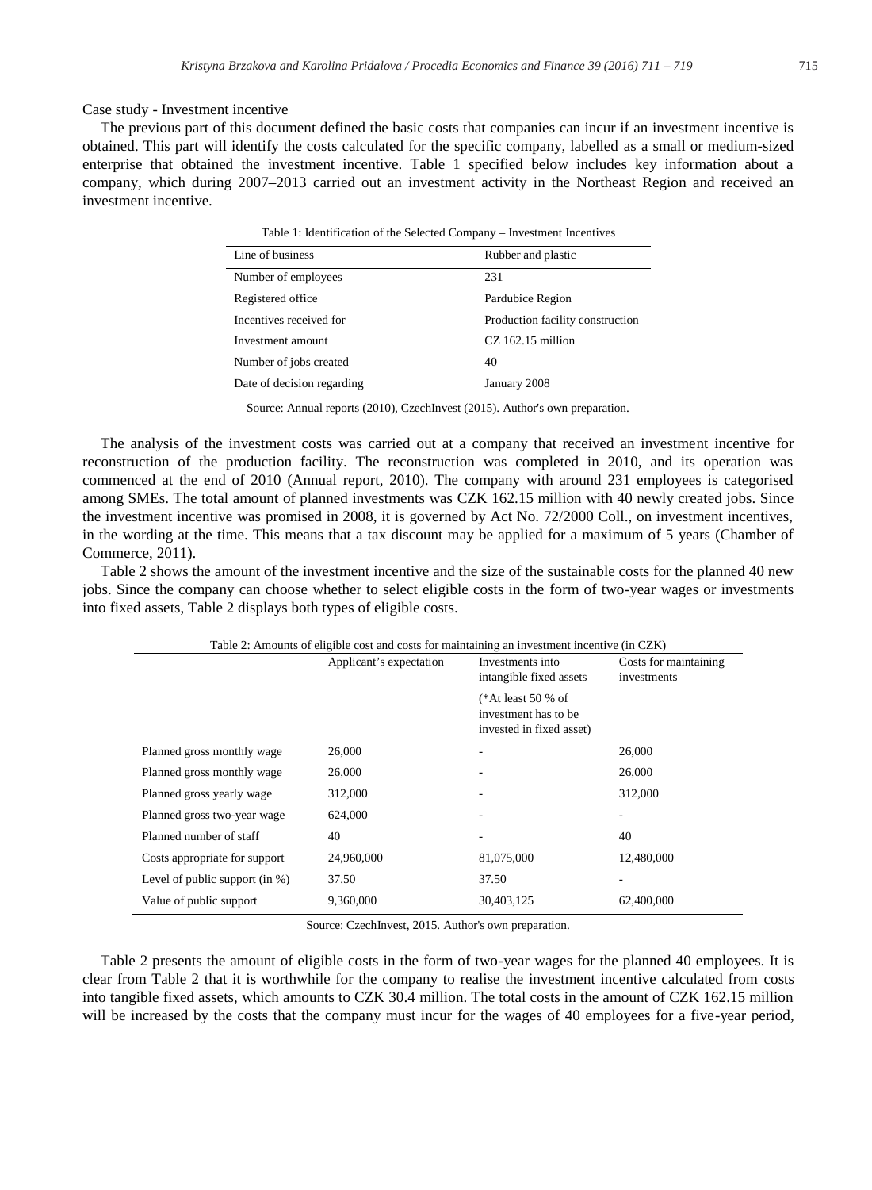Case study - Investment incentive

The previous part of this document defined the basic costs that companies can incur if an investment incentive is obtained. This part will identify the costs calculated for the specific company, labelled as a small or medium-sized enterprise that obtained the investment incentive. Table 1 specified below includes key information about a company, which during 2007–2013 carried out an investment activity in the Northeast Region and received an investment incentive.

Table 1: Identification of the Selected Company – Investment Incentives

| Line of business | Rubber and plastic |
|---|---|
| Number of employees | 231 |
| Registered office | Pardubice Region |
| Incentives received for | Production facility construction |
| Investment amount | CZ 162.15 million |
| Number of jobs created | 40 |
| Date of decision regarding | January 2008 |

Source: Annual reports (2010), CzechInvest (2015). Author's own preparation.

The analysis of the investment costs was carried out at a company that received an investment incentive for reconstruction of the production facility. The reconstruction was completed in 2010, and its operation was commenced at the end of 2010 (Annual report, 2010). The company with around 231 employees is categorised among SMEs. The total amount of planned investments was CZK 162.15 million with 40 newly created jobs. Since the investment incentive was promised in 2008, it is governed by Act No. 72/2000 Coll., on investment incentives, in the wording at the time. This means that a tax discount may be applied for a maximum of 5 years (Chamber of Commerce, 2011).

Table 2 shows the amount of the investment incentive and the size of the sustainable costs for the planned 40 new jobs. Since the company can choose whether to select eligible costs in the form of two-year wages or investments into fixed assets, Table 2 displays both types of eligible costs.

Table 2: Amounts of eligible cost and costs for maintaining an investment incentive (in CZK)

| | Applicant's expectation | Investments into intangible fixed assets (*At least 50 % of investment has to be invested in fixed asset) | Costs for maintaining investments |
|---|---|---|---|
| Planned gross monthly wage | 26,000 | - | 26,000 |
| Planned gross monthly wage | 26,000 | - | 26,000 |
| Planned gross yearly wage | 312,000 | - | 312,000 |
| Planned gross two-year wage | 624,000 | - | - |
| Planned number of staff | 40 | - | 40 |
| Costs appropriate for support | 24,960,000 | 81,075,000 | 12,480,000 |
| Level of public support (in %) | 37.50 | 37.50 | - |
| Value of public support | 9,360,000 | 30,403,125 | 62,400,000 |

Source: CzechInvest, 2015. Author's own preparation.

Table 2 presents the amount of eligible costs in the form of two-year wages for the planned 40 employees. It is clear from Table 2 that it is worthwhile for the company to realise the investment incentive calculated from costs into tangible fixed assets, which amounts to CZK 30.4 million. The total costs in the amount of CZK 162.15 million will be increased by the costs that the company must incur for the wages of 40 employees for a five-year period,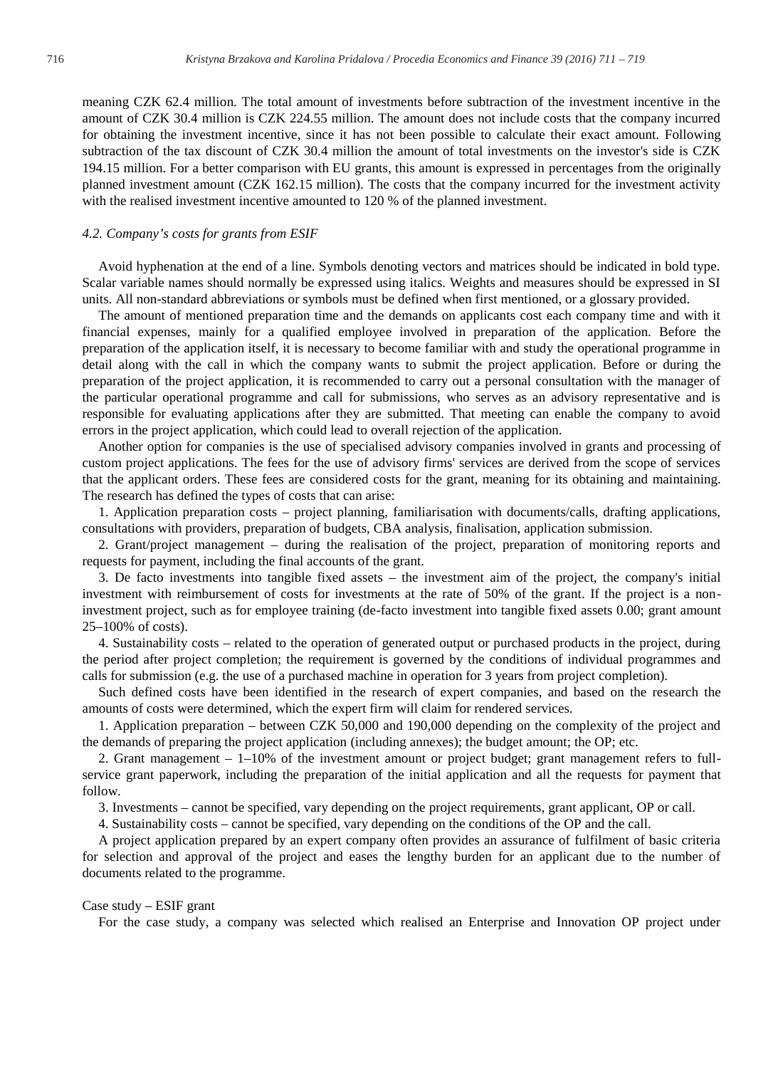meaning CZK 62.4 million. The total amount of investments before subtraction of the investment incentive in the amount of CZK 30.4 million is CZK 224.55 million. The amount does not include costs that the company incurred for obtaining the investment incentive, since it has not been possible to calculate their exact amount. Following subtraction of the tax discount of CZK 30.4 million the amount of total investments on the investor's side is CZK 194.15 million. For a better comparison with EU grants, this amount is expressed in percentages from the originally planned investment amount (CZK 162.15 million). The costs that the company incurred for the investment activity with the realised investment incentive amounted to 120 % of the planned investment.

### *4.2. Company's costs for grants from ESIF*

Avoid hyphenation at the end of a line. Symbols denoting vectors and matrices should be indicated in bold type. Scalar variable names should normally be expressed using italics. Weights and measures should be expressed in SI units. All non-standard abbreviations or symbols must be defined when first mentioned, or a glossary provided.

The amount of mentioned preparation time and the demands on applicants cost each company time and with it financial expenses, mainly for a qualified employee involved in preparation of the application. Before the preparation of the application itself, it is necessary to become familiar with and study the operational programme in detail along with the call in which the company wants to submit the project application. Before or during the preparation of the project application, it is recommended to carry out a personal consultation with the manager of the particular operational programme and call for submissions, who serves as an advisory representative and is responsible for evaluating applications after they are submitted. That meeting can enable the company to avoid errors in the project application, which could lead to overall rejection of the application.

Another option for companies is the use of specialised advisory companies involved in grants and processing of custom project applications. The fees for the use of advisory firms' services are derived from the scope of services that the applicant orders. These fees are considered costs for the grant, meaning for its obtaining and maintaining. The research has defined the types of costs that can arise:

1. Application preparation costs – project planning, familiarisation with documents/calls, drafting applications, consultations with providers, preparation of budgets, CBA analysis, finalisation, application submission.

2. Grant/project management – during the realisation of the project, preparation of monitoring reports and requests for payment, including the final accounts of the grant.

3. De facto investments into tangible fixed assets – the investment aim of the project, the company's initial investment with reimbursement of costs for investments at the rate of 50% of the grant. If the project is a non-investment project, such as for employee training (de-facto investment into tangible fixed assets 0.00; grant amount 25–100% of costs).

4. Sustainability costs – related to the operation of generated output or purchased products in the project, during the period after project completion; the requirement is governed by the conditions of individual programmes and calls for submission (e.g. the use of a purchased machine in operation for 3 years from project completion).

Such defined costs have been identified in the research of expert companies, and based on the research the amounts of costs were determined, which the expert firm will claim for rendered services.

1. Application preparation – between CZK 50,000 and 190,000 depending on the complexity of the project and the demands of preparing the project application (including annexes); the budget amount; the OP; etc.

2. Grant management – 1–10% of the investment amount or project budget; grant management refers to full-service grant paperwork, including the preparation of the initial application and all the requests for payment that follow.

3. Investments – cannot be specified, vary depending on the project requirements, grant applicant, OP or call.

4. Sustainability costs – cannot be specified, vary depending on the conditions of the OP and the call.

A project application prepared by an expert company often provides an assurance of fulfilment of basic criteria for selection and approval of the project and eases the lengthy burden for an applicant due to the number of documents related to the programme.

Case study – ESIF grant

For the case study, a company was selected which realised an Enterprise and Innovation OP project under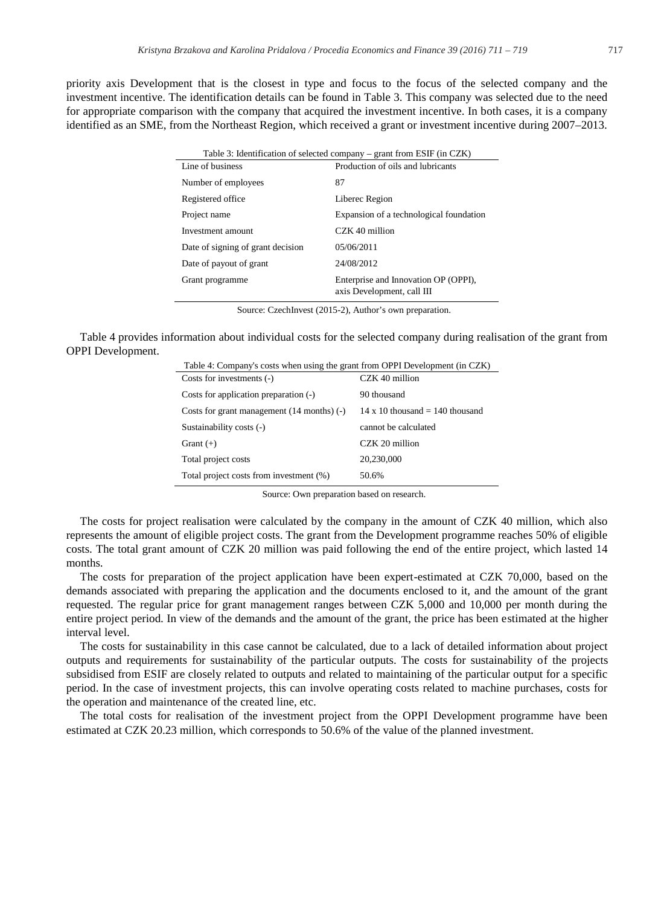priority axis Development that is the closest in type and focus to the focus of the selected company and the investment incentive. The identification details can be found in Table 3. This company was selected due to the need for appropriate comparison with the company that acquired the investment incentive. In both cases, it is a company identified as an SME, from the Northeast Region, which received a grant or investment incentive during 2007–2013.

Table 3: Identification of selected company – grant from ESIF (in CZK)

| | |
|---|---|
| Line of business | Production of oils and lubricants |
| Number of employees | 87 |
| Registered office | Liberec Region |
| Project name | Expansion of a technological foundation |
| Investment amount | CZK 40 million |
| Date of signing of grant decision | 05/06/2011 |
| Date of payout of grant | 24/08/2012 |
| Grant programme | Enterprise and Innovation OP (OPPI), axis Development, call III |

Source: CzechInvest (2015-2), Author's own preparation.

Table 4 provides information about individual costs for the selected company during realisation of the grant from OPPI Development.

Table 4: Company's costs when using the grant from OPPI Development (in CZK)

| | |
|---|---|
| Costs for investments (-) | CZK 40 million |
| Costs for application preparation (-) | 90 thousand |
| Costs for grant management (14 months) (-) | 14 x 10 thousand = 140 thousand |
| Sustainability costs (-) | cannot be calculated |
| Grant (+) | CZK 20 million |
| Total project costs | 20,230,000 |
| Total project costs from investment (%) | 50.6% |

Source: Own preparation based on research.

The costs for project realisation were calculated by the company in the amount of CZK 40 million, which also represents the amount of eligible project costs. The grant from the Development programme reaches 50% of eligible costs. The total grant amount of CZK 20 million was paid following the end of the entire project, which lasted 14 months.

The costs for preparation of the project application have been expert-estimated at CZK 70,000, based on the demands associated with preparing the application and the documents enclosed to it, and the amount of the grant requested. The regular price for grant management ranges between CZK 5,000 and 10,000 per month during the entire project period. In view of the demands and the amount of the grant, the price has been estimated at the higher interval level.

The costs for sustainability in this case cannot be calculated, due to a lack of detailed information about project outputs and requirements for sustainability of the particular outputs. The costs for sustainability of the projects subsidised from ESIF are closely related to outputs and related to maintaining of the particular output for a specific period. In the case of investment projects, this can involve operating costs related to machine purchases, costs for the operation and maintenance of the created line, etc.

The total costs for realisation of the investment project from the OPPI Development programme have been estimated at CZK 20.23 million, which corresponds to 50.6% of the value of the planned investment.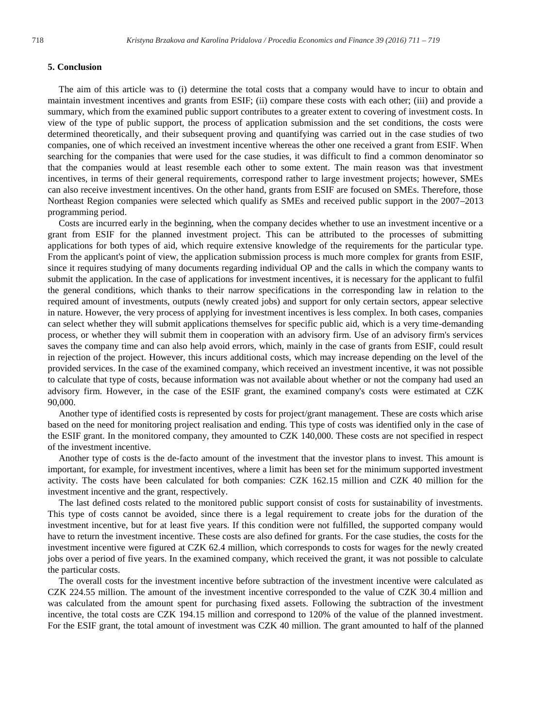## 5. Conclusion

The aim of this article was to (i) determine the total costs that a company would have to incur to obtain and maintain investment incentives and grants from ESIF; (ii) compare these costs with each other; (iii) and provide a summary, which from the examined public support contributes to a greater extent to covering of investment costs. In view of the type of public support, the process of application submission and the set conditions, the costs were determined theoretically, and their subsequent proving and quantifying was carried out in the case studies of two companies, one of which received an investment incentive whereas the other one received a grant from ESIF. When searching for the companies that were used for the case studies, it was difficult to find a common denominator so that the companies would at least resemble each other to some extent. The main reason was that investment incentives, in terms of their general requirements, correspond rather to large investment projects; however, SMEs can also receive investment incentives. On the other hand, grants from ESIF are focused on SMEs. Therefore, those Northeast Region companies were selected which qualify as SMEs and received public support in the 2007–2013 programming period.

Costs are incurred early in the beginning, when the company decides whether to use an investment incentive or a grant from ESIF for the planned investment project. This can be attributed to the processes of submitting applications for both types of aid, which require extensive knowledge of the requirements for the particular type. From the applicant's point of view, the application submission process is much more complex for grants from ESIF, since it requires studying of many documents regarding individual OP and the calls in which the company wants to submit the application. In the case of applications for investment incentives, it is necessary for the applicant to fulfil the general conditions, which thanks to their narrow specifications in the corresponding law in relation to the required amount of investments, outputs (newly created jobs) and support for only certain sectors, appear selective in nature. However, the very process of applying for investment incentives is less complex. In both cases, companies can select whether they will submit applications themselves for specific public aid, which is a very time-demanding process, or whether they will submit them in cooperation with an advisory firm. Use of an advisory firm's services saves the company time and can also help avoid errors, which, mainly in the case of grants from ESIF, could result in rejection of the project. However, this incurs additional costs, which may increase depending on the level of the provided services. In the case of the examined company, which received an investment incentive, it was not possible to calculate that type of costs, because information was not available about whether or not the company had used an advisory firm. However, in the case of the ESIF grant, the examined company's costs were estimated at CZK 90,000.

Another type of identified costs is represented by costs for project/grant management. These are costs which arise based on the need for monitoring project realisation and ending. This type of costs was identified only in the case of the ESIF grant. In the monitored company, they amounted to CZK 140,000. These costs are not specified in respect of the investment incentive.

Another type of costs is the de-facto amount of the investment that the investor plans to invest. This amount is important, for example, for investment incentives, where a limit has been set for the minimum supported investment activity. The costs have been calculated for both companies: CZK 162.15 million and CZK 40 million for the investment incentive and the grant, respectively.

The last defined costs related to the monitored public support consist of costs for sustainability of investments. This type of costs cannot be avoided, since there is a legal requirement to create jobs for the duration of the investment incentive, but for at least five years. If this condition were not fulfilled, the supported company would have to return the investment incentive. These costs are also defined for grants. For the case studies, the costs for the investment incentive were figured at CZK 62.4 million, which corresponds to costs for wages for the newly created jobs over a period of five years. In the examined company, which received the grant, it was not possible to calculate the particular costs.

The overall costs for the investment incentive before subtraction of the investment incentive were calculated as CZK 224.55 million. The amount of the investment incentive corresponded to the value of CZK 30.4 million and was calculated from the amount spent for purchasing fixed assets. Following the subtraction of the investment incentive, the total costs are CZK 194.15 million and correspond to 120% of the value of the planned investment. For the ESIF grant, the total amount of investment was CZK 40 million. The grant amounted to half of the planned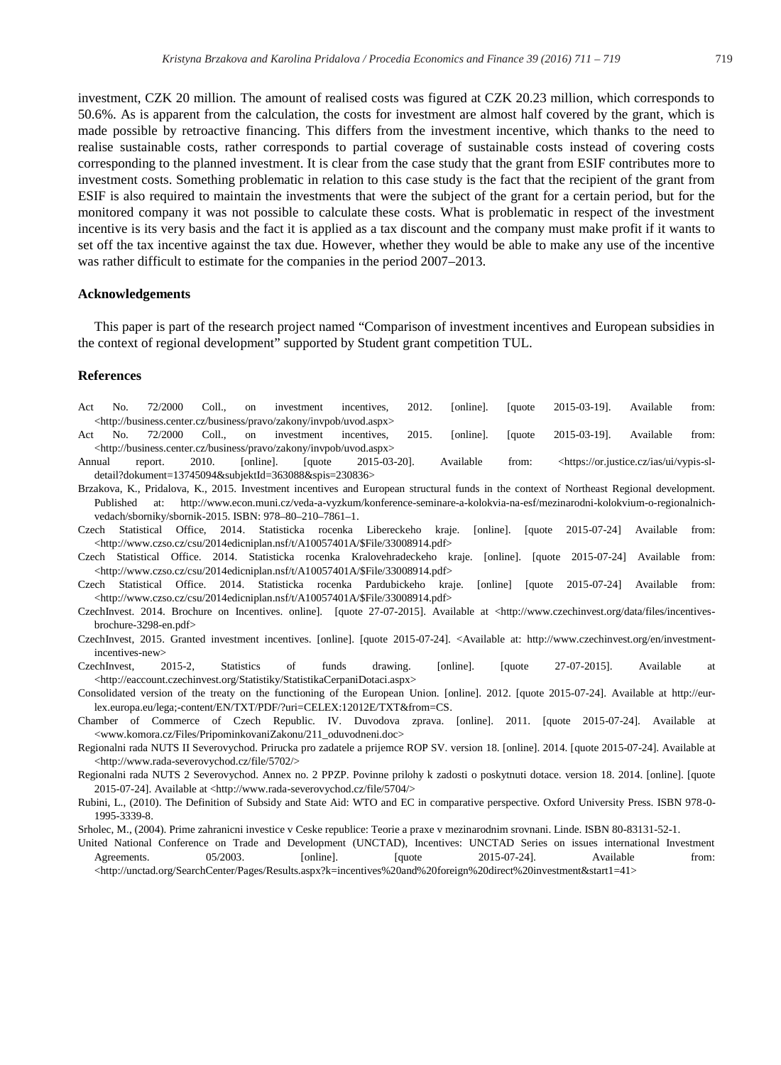investment, CZK 20 million. The amount of realised costs was figured at CZK 20.23 million, which corresponds to 50.6%. As is apparent from the calculation, the costs for investment are almost half covered by the grant, which is made possible by retroactive financing. This differs from the investment incentive, which thanks to the need to realise sustainable costs, rather corresponds to partial coverage of sustainable costs instead of covering costs corresponding to the planned investment. It is clear from the case study that the grant from ESIF contributes more to investment costs. Something problematic in relation to this case study is the fact that the recipient of the grant from ESIF is also required to maintain the investments that were the subject of the grant for a certain period, but for the monitored company it was not possible to calculate these costs. What is problematic in respect of the investment incentive is its very basis and the fact it is applied as a tax discount and the company must make profit if it wants to set off the tax incentive against the tax due. However, whether they would be able to make any use of the incentive was rather difficult to estimate for the companies in the period 2007–2013.

### Acknowledgements

This paper is part of the research project named "Comparison of investment incentives and European subsidies in the context of regional development" supported by Student grant competition TUL.

### References

Act No. 72/2000 Coll., on investment incentives, 2012. [online]. [quote 2015-03-19]. Available from: <http://business.center.cz/business/pravo/zakony/invpob/uvod.aspx>

Act No. 72/2000 Coll., on investment incentives, 2015. [online]. [quote 2015-03-19]. Available from: <http://business.center.cz/business/pravo/zakony/invpob/uvod.aspx>

Annual report. 2010. [online]. [quote 2015-03-20]. Available from: <https://or.justice.cz/ias/ui/vypis-sl-detail?dokument=13745094&subjektId=363088&spis=230836>

Brzakova, K., Pridalova, K., 2015. Investment incentives and European structural funds in the context of Northeast Regional development. Published at: http://www.econ.muni.cz/veda-a-vyzkum/konference-seminare-a-kolokvia-na-esf/mezinarodni-kolokvium-o-regionalnich-vedach/sborniky/sbornik-2015. ISBN: 978–80–210–7861–1.

Czech Statistical Office, 2014. Statisticka rocenka Libereckeho kraje. [online]. [quote 2015-07-24] Available from: <http://www.czso.cz/csu/2014edicniplan.nsf/t/A10057401A/$File/33008914.pdf>

Czech Statistical Office. 2014. Statisticka rocenka Kralovehradeckeho kraje. [online]. [quote 2015-07-24] Available from: <http://www.czso.cz/csu/2014edicniplan.nsf/t/A10057401A/$File/33008914.pdf>

Czech Statistical Office. 2014. Statisticka rocenka Pardubickeho kraje. [online] [quote 2015-07-24] Available from: <http://www.czso.cz/csu/2014edicniplan.nsf/t/A10057401A/$File/33008914.pdf>

CzechInvest. 2014. Brochure on Incentives. online]. [quote 27-07-2015]. Available at <http://www.czechinvest.org/data/files/incentives-brochure-3298-en.pdf>

CzechInvest, 2015. Granted investment incentives. [online]. [quote 2015-07-24]. <Available at: http://www.czechinvest.org/en/investment-incentives-new>

CzechInvest, 2015-2, Statistics of funds drawing. [online]. [quote 27-07-2015]. Available at <http://eaccount.czechinvest.org/Statistiky/StatistikaCerpaniDotaci.aspx>

Consolidated version of the treaty on the functioning of the European Union. [online]. 2012. [quote 2015-07-24]. Available at http://eur-lex.europa.eu/lega;-content/EN/TXT/PDF/?uri=CELEX:12012E/TXT&from=CS.

Chamber of Commerce of Czech Republic. IV. Duvodova zprava. [online]. 2011. [quote 2015-07-24]. Available at <www.komora.cz/Files/PripominkovaniZakonu/211_oduvodneni.doc>

Regionalni rada NUTS II Severovychod. Prirucka pro zadatele a prijemce ROP SV. version 18. [online]. 2014. [quote 2015-07-24]. Available at <http://www.rada-severovychod.cz/file/5702/>

Regionalni rada NUTS 2 Severovychod. Annex no. 2 PPZP. Povinne prilohy k zadosti o poskytnuti dotace. version 18. 2014. [online]. [quote 2015-07-24]. Available at <http://www.rada-severovychod.cz/file/5704/>

Rubini, L., (2010). The Definition of Subsidy and State Aid: WTO and EC in comparative perspective. Oxford University Press. ISBN 978-0-1995-3339-8.

Srholec, M., (2004). Prime zahranicni investice v Ceske republice: Teorie a praxe v mezinarodnim srovnani. Linde. ISBN 80-83131-52-1.

United National Conference on Trade and Development (UNCTAD), Incentives: UNCTAD Series on issues international Investment Agreements. 05/2003. [online]. [quote 2015-07-24]. Available from: <http://unctad.org/SearchCenter/Pages/Results.aspx?k=incentives%20and%20foreign%20direct%20investment&start1=41>